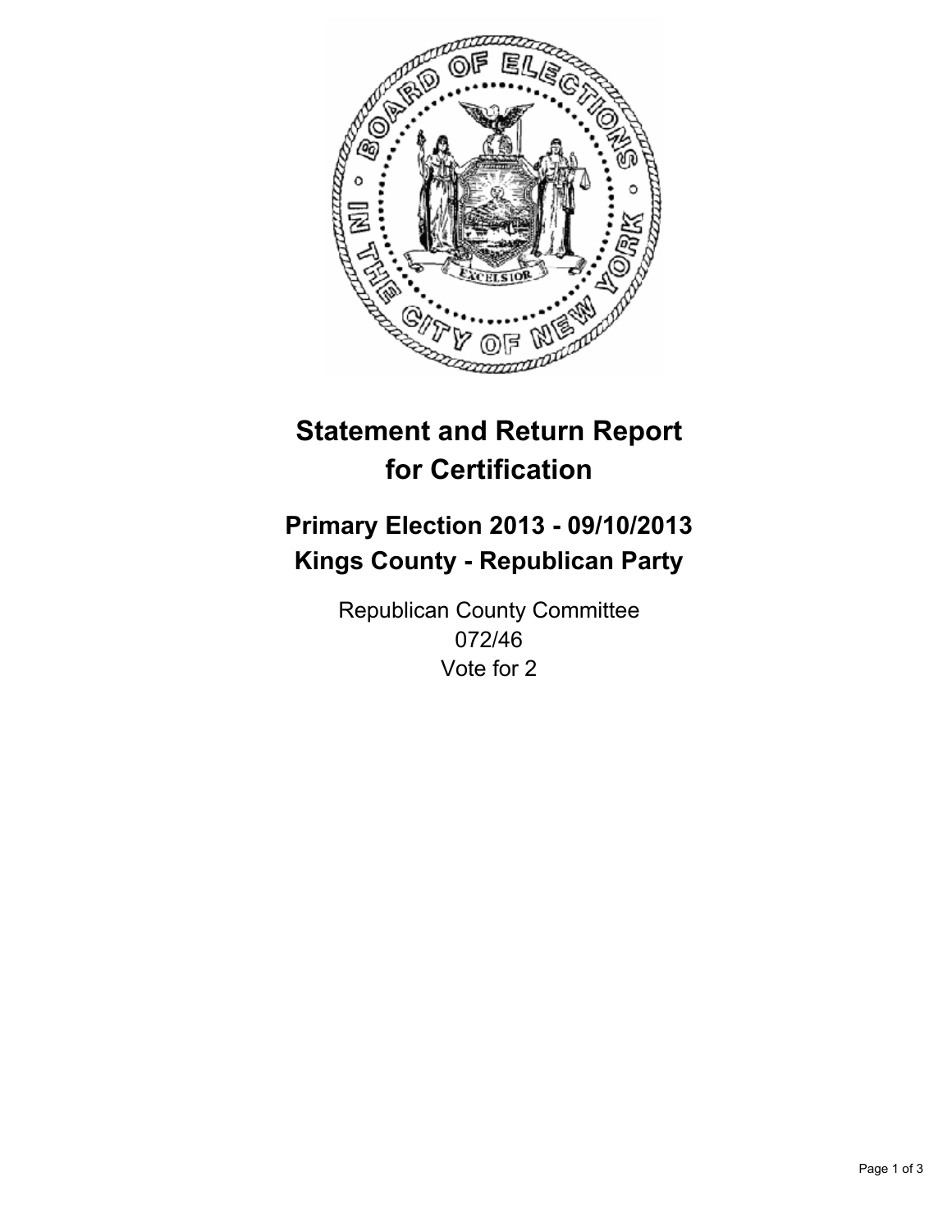# Statement and Return Report for Certification

## Primary Election 2013 - 09/10/2013
## Kings County - Republican Party

Republican County Committee
072/46
Vote for 2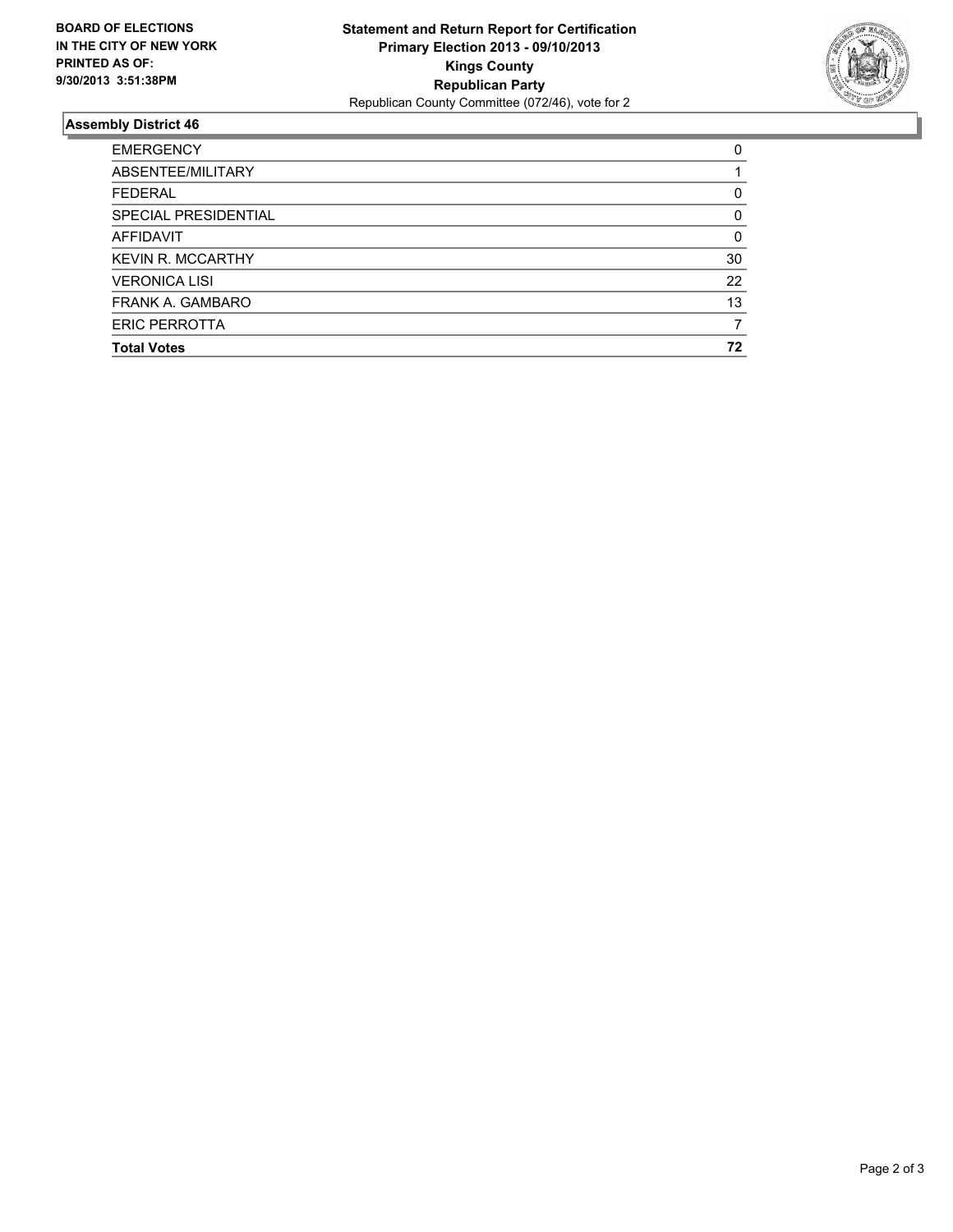**BOARD OF ELECTIONS IN THE CITY OF NEW YORK PRINTED AS OF: 9/30/2013 3:51:38PM**

**Statement and Return Report for Certification**
**Primary Election 2013 - 09/10/2013**
**Kings County**
**Republican Party**
Republican County Committee (072/46), vote for 2

### Assembly District 46

| | |
|---|---|
| EMERGENCY | 0 |
| ABSENTEE/MILITARY | 1 |
| FEDERAL | 0 |
| SPECIAL PRESIDENTIAL | 0 |
| AFFIDAVIT | 0 |
| KEVIN R. MCCARTHY | 30 |
| VERONICA LISI | 22 |
| FRANK A. GAMBARO | 13 |
| ERIC PERROTTA | 7 |
| **Total Votes** | **72** |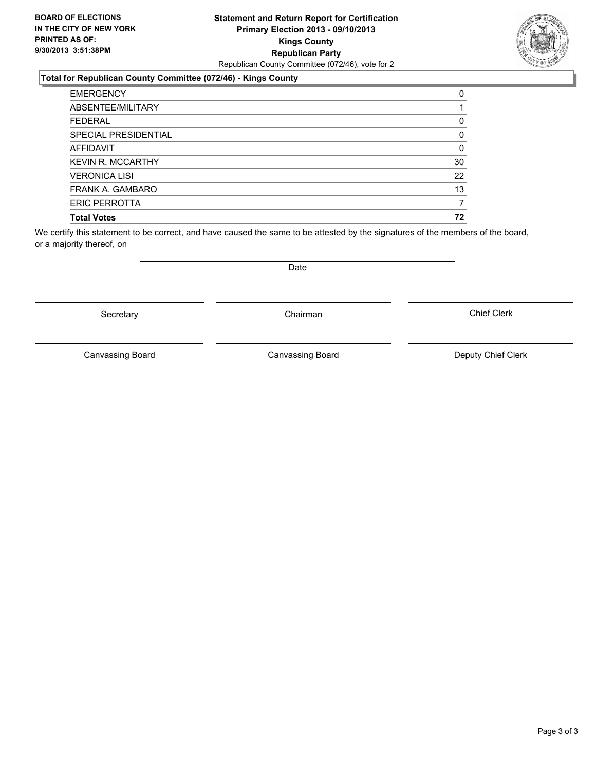**BOARD OF ELECTIONS IN THE CITY OF NEW YORK PRINTED AS OF: 9/30/2013 3:51:38PM**

**Statement and Return Report for Certification**
**Primary Election 2013 - 09/10/2013**
**Kings County**
**Republican Party**
Republican County Committee (072/46), vote for 2

**Total for Republican County Committee (072/46) - Kings County**

| | |
|---|---|
| EMERGENCY | 0 |
| ABSENTEE/MILITARY | 1 |
| FEDERAL | 0 |
| SPECIAL PRESIDENTIAL | 0 |
| AFFIDAVIT | 0 |
| KEVIN R. MCCARTHY | 30 |
| VERONICA LISI | 22 |
| FRANK A. GAMBARO | 13 |
| ERIC PERROTTA | 7 |
| **Total Votes** | **72** |

We certify this statement to be correct, and have caused the same to be attested by the signatures of the members of the board, or a majority thereof, on

Date

Secretary

Chairman

Chief Clerk

Canvassing Board

Canvassing Board

Deputy Chief Clerk